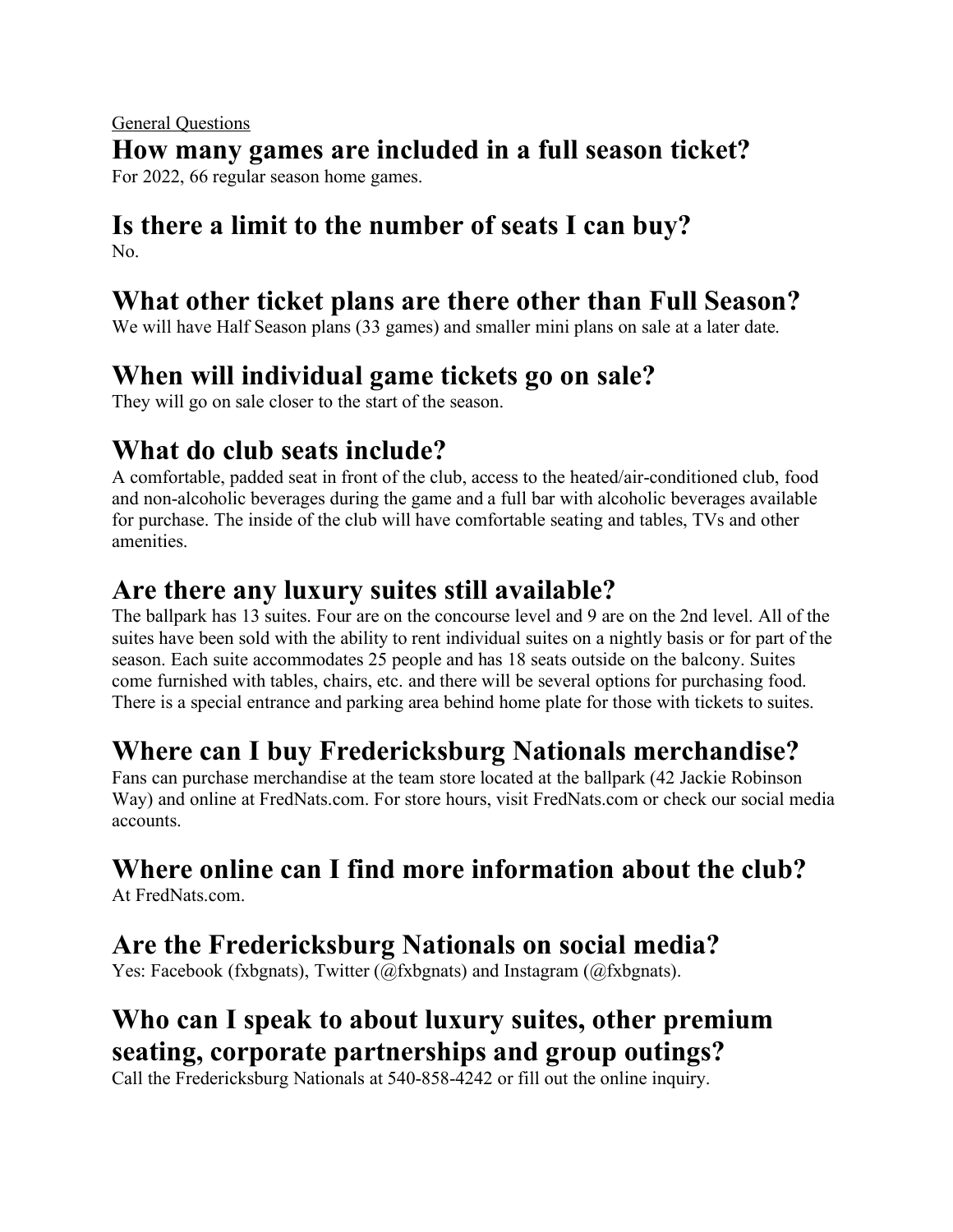General Questions

## How many games are included in a full season ticket?

For 2022, 66 regular season home games.

## Is there a limit to the number of seats I can buy?

No.

## What other ticket plans are there other than Full Season?

We will have Half Season plans (33 games) and smaller mini plans on sale at a later date.

## When will individual game tickets go on sale?

They will go on sale closer to the start of the season.

## What do club seats include?

A comfortable, padded seat in front of the club, access to the heated/air-conditioned club, food and non-alcoholic beverages during the game and a full bar with alcoholic beverages available for purchase. The inside of the club will have comfortable seating and tables, TVs and other amenities.

## Are there any luxury suites still available?

The ballpark has 13 suites. Four are on the concourse level and 9 are on the 2nd level. All of the suites have been sold with the ability to rent individual suites on a nightly basis or for part of the season. Each suite accommodates 25 people and has 18 seats outside on the balcony. Suites come furnished with tables, chairs, etc. and there will be several options for purchasing food. There is a special entrance and parking area behind home plate for those with tickets to suites.

## Where can I buy Fredericksburg Nationals merchandise?

Fans can purchase merchandise at the team store located at the ballpark (42 Jackie Robinson Way) and online at FredNats.com. For store hours, visit FredNats.com or check our social media accounts.

## Where online can I find more information about the club?

At FredNats.com.

## Are the Fredericksburg Nationals on social media?

Yes: Facebook (fxbgnats), Twitter (@fxbgnats) and Instagram (@fxbgnats).

## Who can I speak to about luxury suites, other premium seating, corporate partnerships and group outings?

Call the Fredericksburg Nationals at 540-858-4242 or fill out the online inquiry.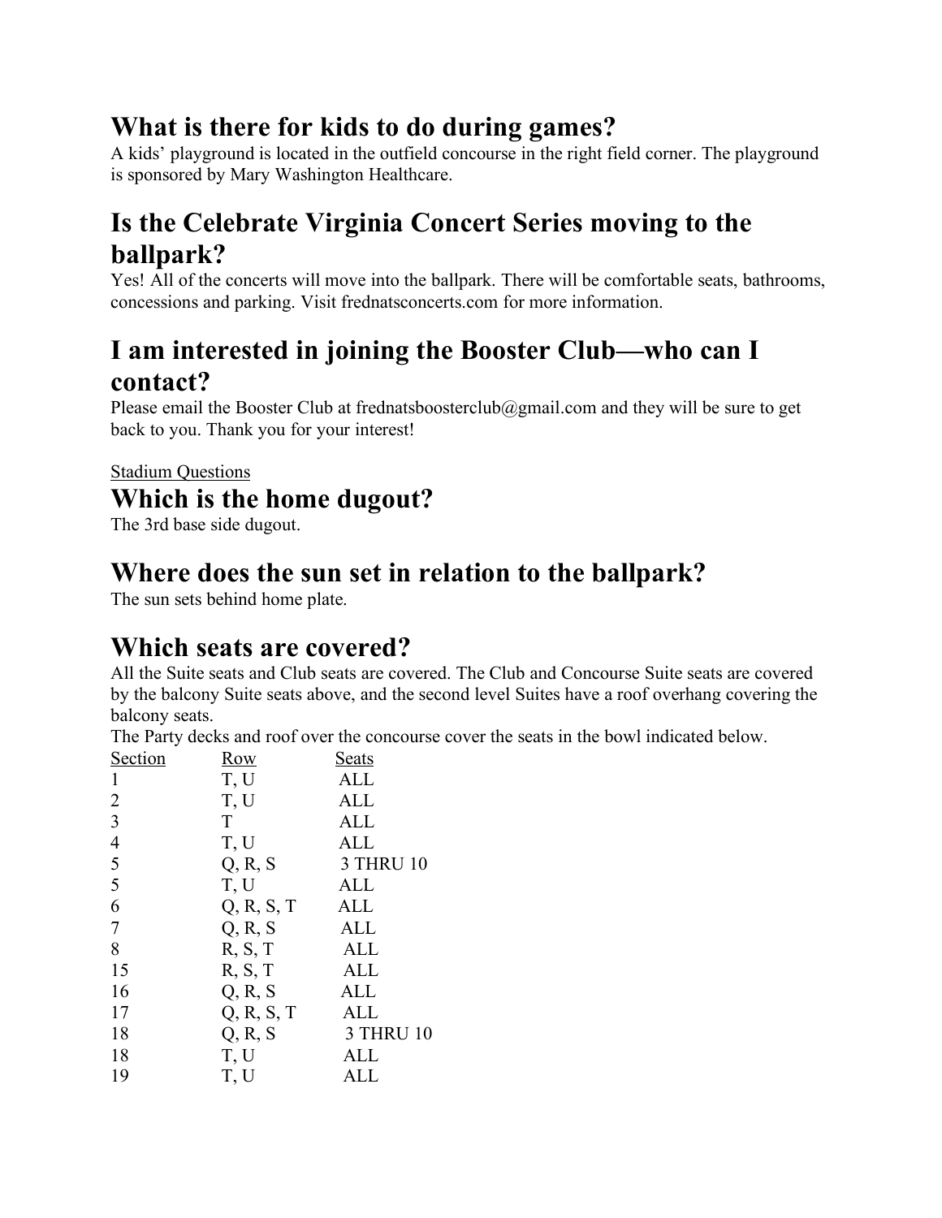## What is there for kids to do during games?

A kids' playground is located in the outfield concourse in the right field corner. The playground is sponsored by Mary Washington Healthcare.

## Is the Celebrate Virginia Concert Series moving to the ballpark?

Yes! All of the concerts will move into the ballpark. There will be comfortable seats, bathrooms, concessions and parking. Visit fredNatsconcerts.com for more information.

## I am interested in joining the Booster Club—who can I contact?

Please email the Booster Club at frednatsboosterclub@gmail.com and they will be sure to get back to you. Thank you for your interest!

<u>Stadium Questions</u>

## Which is the home dugout?

The 3rd base side dugout.

## Where does the sun set in relation to the ballpark?

The sun sets behind home plate.

## Which seats are covered?

All the Suite seats and Club seats are covered. The Club and Concourse Suite seats are covered by the balcony Suite seats above, and the second level Suites have a roof overhang covering the balcony seats.

The Party decks and roof over the concourse cover the seats in the bowl indicated below.

| Section | Row | Seats |
|---|---|---|
| 1 | T, U | ALL |
| 2 | T, U | ALL |
| 3 | T | ALL |
| 4 | T, U | ALL |
| 5 | Q, R, S | 3 THRU 10 |
| 5 | T, U | ALL |
| 6 | Q, R, S, T | ALL |
| 7 | Q, R, S | ALL |
| 8 | R, S, T | ALL |
| 15 | R, S, T | ALL |
| 16 | Q, R, S | ALL |
| 17 | Q, R, S, T | ALL |
| 18 | Q, R, S | 3 THRU 10 |
| 18 | T, U | ALL |
| 19 | T, U | ALL |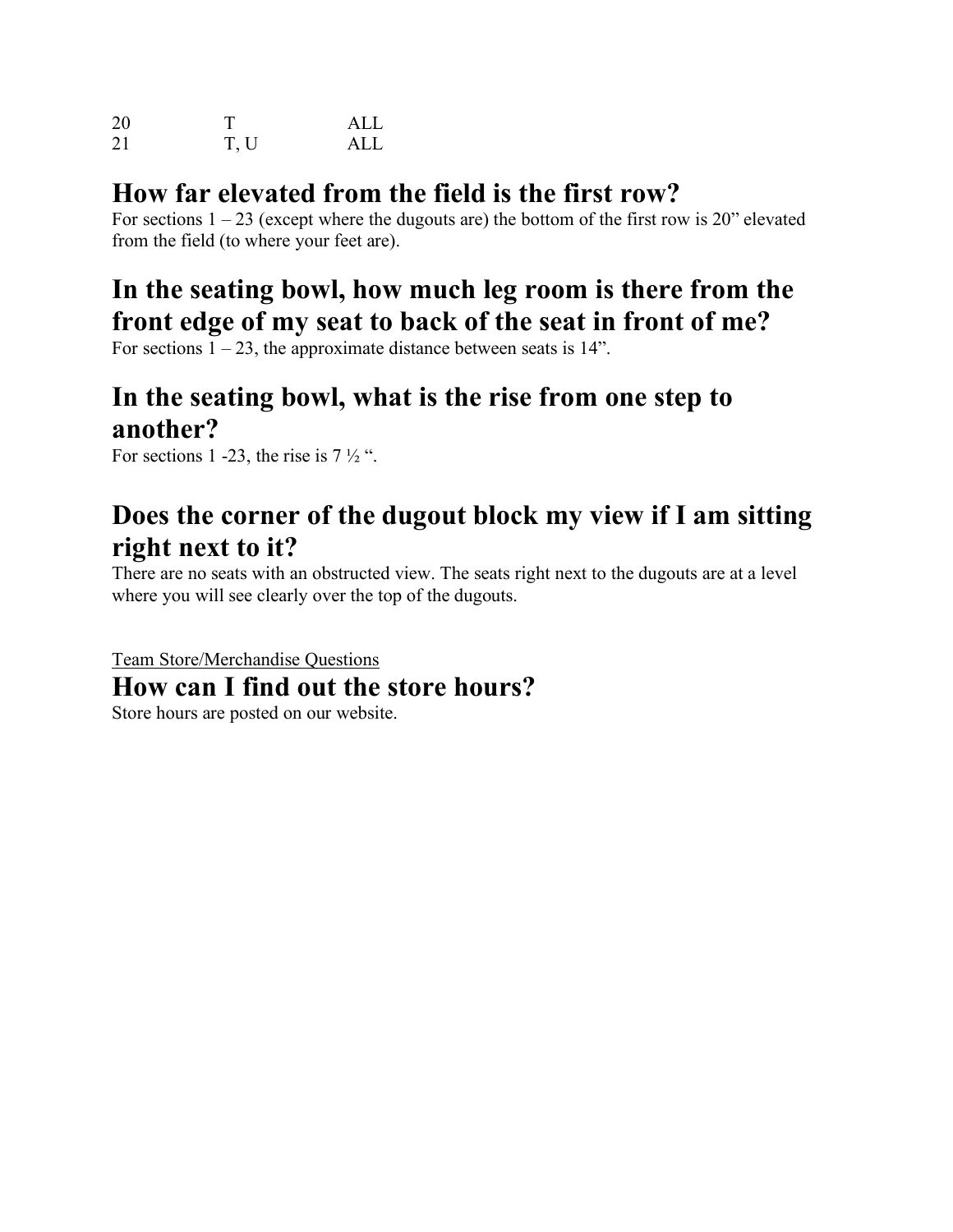| | | |
|---|---|---|
| 20 | T | ALL |
| 21 | T, U | ALL |

## How far elevated from the field is the first row?

For sections 1 – 23 (except where the dugouts are) the bottom of the first row is 20” elevated from the field (to where your feet are).

## In the seating bowl, how much leg room is there from the front edge of my seat to back of the seat in front of me?

For sections 1 – 23, the approximate distance between seats is 14”.

## In the seating bowl, what is the rise from one step to another?

For sections 1 -23, the rise is 7 ½ “.

## Does the corner of the dugout block my view if I am sitting right next to it?

There are no seats with an obstructed view. The seats right next to the dugouts are at a level where you will see clearly over the top of the dugouts.

<u>Team Store/Merchandise Questions</u>

## How can I find out the store hours?

Store hours are posted on our website.